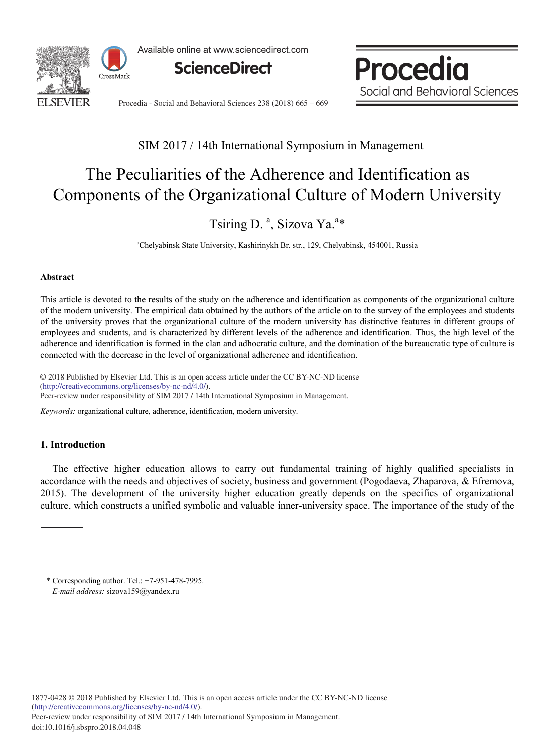SIM 2017 / 14th International Symposium in Management

# The Peculiarities of the Adherence and Identification as Components of the Organizational Culture of Modern University

Tsiring D. [a], Sizova Ya.[a]*

[a]Chelyabinsk State University, Kashirinykh Br. str., 129, Chelyabinsk, 454001, Russia

## Abstract

This article is devoted to the results of the study on the adherence and identification as components of the organizational culture of the modern university. The empirical data obtained by the authors of the article on to the survey of the employees and students of the university proves that the organizational culture of the modern university has distinctive features in different groups of employees and students, and is characterized by different levels of the adherence and identification. Thus, the high level of the adherence and identification is formed in the clan and adhocratic culture, and the domination of the bureaucratic type of culture is connected with the decrease in the level of organizational adherence and identification.

© 2018 Published by Elsevier Ltd. This is an open access article under the CC BY-NC-ND license (http://creativecommons.org/licenses/by-nc-nd/4.0/).
Peer-review under responsibility of SIM 2017 / 14th International Symposium in Management.

*Keywords:* organizational culture, adherence, identification, modern university.

## 1. Introduction

The effective higher education allows to carry out fundamental training of highly qualified specialists in accordance with the needs and objectives of society, business and government (Pogodaeva, Zhaparova, & Efremova, 2015). The development of the university higher education greatly depends on the specifics of organizational culture, which constructs a unified symbolic and valuable inner-university space. The importance of the study of the

* Corresponding author. Tel.: +7-951-478-7995.
*E-mail address:* sizova159@yandex.ru

1877-0428 © 2018 Published by Elsevier Ltd. This is an open access article under the CC BY-NC-ND license (http://creativecommons.org/licenses/by-nc-nd/4.0/).
Peer-review under responsibility of SIM 2017 / 14th International Symposium in Management.
doi:10.1016/j.sbspro.2018.04.048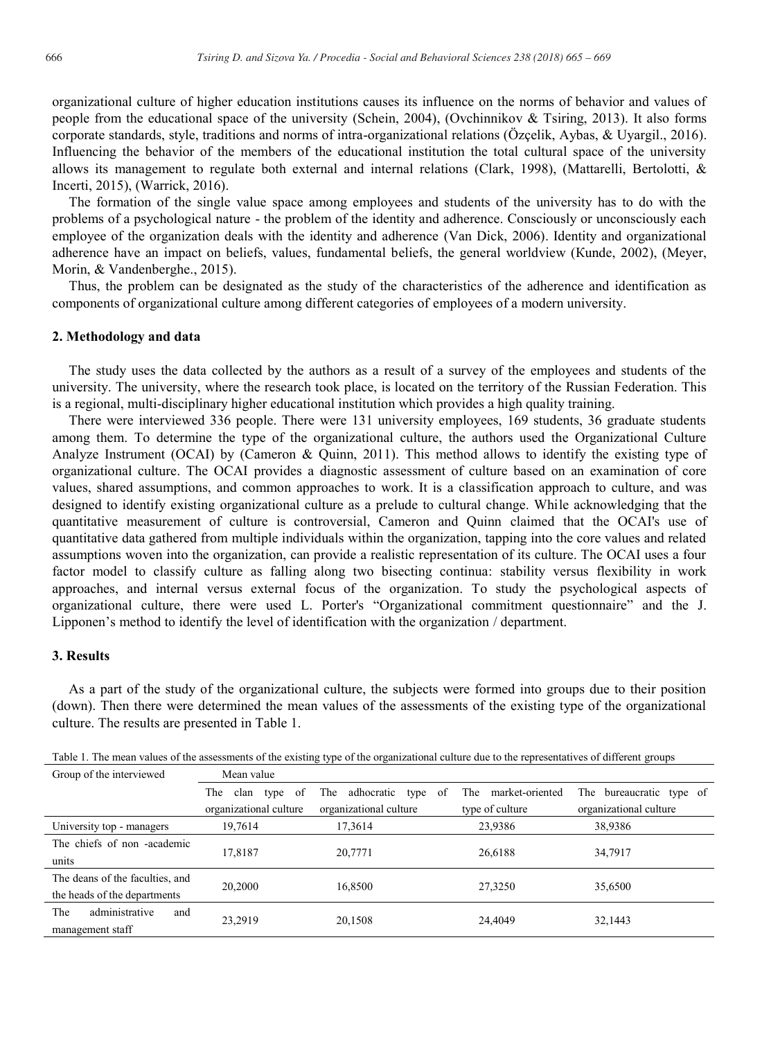organizational culture of higher education institutions causes its influence on the norms of behavior and values of people from the educational space of the university (Schein, 2004), (Ovchinnikov & Tsiring, 2013). It also forms corporate standards, style, traditions and norms of intra-organizational relations (Özçelik, Aybas, & Uyargil., 2016). Influencing the behavior of the members of the educational institution the total cultural space of the university allows its management to regulate both external and internal relations (Clark, 1998), (Mattarelli, Bertolotti, & Incerti, 2015), (Warrick, 2016).

The formation of the single value space among employees and students of the university has to do with the problems of a psychological nature - the problem of the identity and adherence. Consciously or unconsciously each employee of the organization deals with the identity and adherence (Van Dick, 2006). Identity and organizational adherence have an impact on beliefs, values, fundamental beliefs, the general worldview (Kunde, 2002), (Meyer, Morin, & Vandenberghe., 2015).

Thus, the problem can be designated as the study of the characteristics of the adherence and identification as components of organizational culture among different categories of employees of a modern university.

## 2. Methodology and data

The study uses the data collected by the authors as a result of a survey of the employees and students of the university. The university, where the research took place, is located on the territory of the Russian Federation. This is a regional, multi-disciplinary higher educational institution which provides a high quality training.

There were interviewed 336 people. There were 131 university employees, 169 students, 36 graduate students among them. To determine the type of the organizational culture, the authors used the Organizational Culture Analyze Instrument (OCAI) by (Cameron & Quinn, 2011). This method allows to identify the existing type of organizational culture. The OCAI provides a diagnostic assessment of culture based on an examination of core values, shared assumptions, and common approaches to work. It is a classification approach to culture, and was designed to identify existing organizational culture as a prelude to cultural change. While acknowledging that the quantitative measurement of culture is controversial, Cameron and Quinn claimed that the OCAI's use of quantitative data gathered from multiple individuals within the organization, tapping into the core values and related assumptions woven into the organization, can provide a realistic representation of its culture. The OCAI uses a four factor model to classify culture as falling along two bisecting continua: stability versus flexibility in work approaches, and internal versus external focus of the organization. To study the psychological aspects of organizational culture, there were used L. Porter's "Organizational commitment questionnaire" and the J. Lipponen's method to identify the level of identification with the organization / department.

## 3. Results

As a part of the study of the organizational culture, the subjects were formed into groups due to their position (down). Then there were determined the mean values of the assessments of the existing type of the organizational culture. The results are presented in Table 1.

Table 1. The mean values of the assessments of the existing type of the organizational culture due to the representatives of different groups

| Group of the interviewed | Mean value | | | |
|---|---|---|---|---|
| | The clan type of organizational culture | The adhocratic type of organizational culture | The market-oriented type of culture | The bureaucratic type of organizational culture |
| University top - managers | 19,7614 | 17,3614 | 23,9386 | 38,9386 |
| The chiefs of non -academic units | 17,8187 | 20,7771 | 26,6188 | 34,7917 |
| The deans of the faculties, and the heads of the departments | 20,2000 | 16,8500 | 27,3250 | 35,6500 |
| The administrative and management staff | 23,2919 | 20,1508 | 24,4049 | 32,1443 |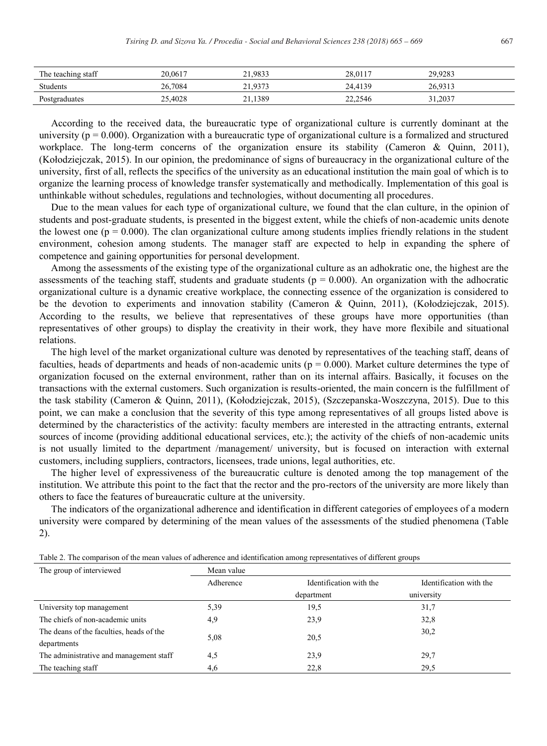| | | | | |
|---|---|---|---|---|
| The teaching staff | 20,0617 | 21,9833 | 28,0117 | 29,9283 |
| Students | 26,7084 | 21,9373 | 24,4139 | 26,9313 |
| Postgraduates | 25,4028 | 21,1389 | 22,2546 | 31,2037 |

According to the received data, the bureaucratic type of organizational culture is currently dominant at the university ($p = 0.000$). Organization with a bureaucratic type of organizational culture is a formalized and structured workplace. The long-term concerns of the organization ensure its stability (Cameron & Quinn, 2011), (Kołodziejczak, 2015). In our opinion, the predominance of signs of bureaucracy in the organizational culture of the university, first of all, reflects the specifics of the university as an educational institution the main goal of which is to organize the learning process of knowledge transfer systematically and methodically. Implementation of this goal is unthinkable without schedules, regulations and technologies, without documenting all procedures.

Due to the mean values for each type of organizational culture, we found that the clan culture, in the opinion of students and post-graduate students, is presented in the biggest extent, while the chiefs of non-academic units denote the lowest one ($p = 0.000$). The clan organizational culture among students implies friendly relations in the student environment, cohesion among students. The manager staff are expected to help in expanding the sphere of competence and gaining opportunities for personal development.

Among the assessments of the existing type of the organizational culture as an adhokratic one, the highest are the assessments of the teaching staff, students and graduate students ($p = 0.000$). An organization with the adhocratic organizational culture is a dynamic creative workplace, the connecting essence of the organization is considered to be the devotion to experiments and innovation stability (Cameron & Quinn, 2011), (Kołodziejczak, 2015). According to the results, we believe that representatives of these groups have more opportunities (than representatives of other groups) to display the creativity in their work, they have more flexibile and situational relations.

The high level of the market organizational culture was denoted by representatives of the teaching staff, deans of faculties, heads of departments and heads of non-academic units ($p = 0.000$). Market culture determines the type of organization focused on the external environment, rather than on its internal affairs. Basically, it focuses on the transactions with the external customers. Such organization is results-oriented, the main concern is the fulfillment of the task stability (Cameron & Quinn, 2011), (Kołodziejczak, 2015), (Szczepanska-Woszczyna, 2015). Due to this point, we can make a conclusion that the severity of this type among representatives of all groups listed above is determined by the characteristics of the activity: faculty members are interested in the attracting entrants, external sources of income (providing additional educational services, etc.); the activity of the chiefs of non-academic units is not usually limited to the department /management/ university, but is focused on interaction with external customers, including suppliers, contractors, licensees, trade unions, legal authorities, etc.

The higher level of expressiveness of the bureaucratic culture is denoted among the top management of the institution. We attribute this point to the fact that the rector and the pro-rectors of the university are more likely than others to face the features of bureaucratic culture at the university.

The indicators of the organizational adherence and identification in different categories of employees of a modern university were compared by determining of the mean values of the assessments of the studied phenomena (Table 2).

Table 2. The comparison of the mean values of adherence and identification among representatives of different groups

| The group of interviewed | Mean value | | |
|---|---|---|---|
| | Adherence | Identification with the department | Identification with the university |
| University top management | 5,39 | 19,5 | 31,7 |
| The chiefs of non-academic units | 4,9 | 23,9 | 32,8 |
| The deans of the faculties, heads of the departments | 5,08 | 20,5 | 30,2 |
| The administrative and management staff | 4,5 | 23,9 | 29,7 |
| The teaching staff | 4,6 | 22,8 | 29,5 |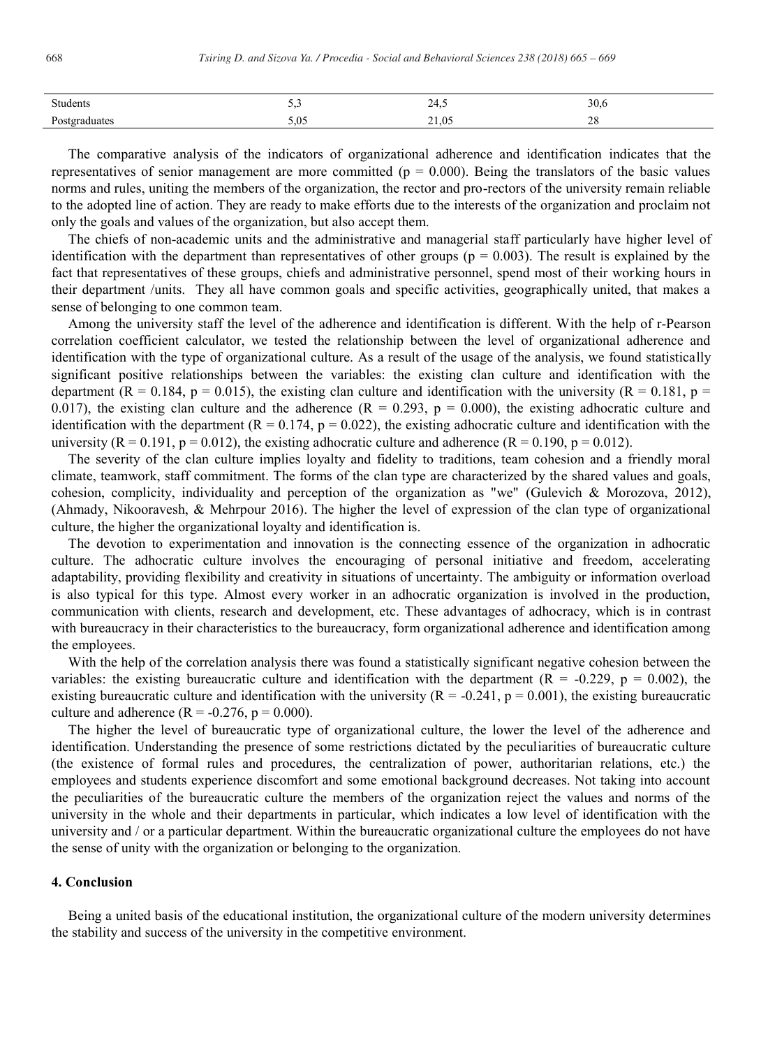| Students | 5,3 | 24,5 | 30,6 |
|---|---|---|---|
| Postgraduates | 5,05 | 21,05 | 28 |

The comparative analysis of the indicators of organizational adherence and identification indicates that the representatives of senior management are more committed ($p = 0.000$). Being the translators of the basic values norms and rules, uniting the members of the organization, the rector and pro-rectors of the university remain reliable to the adopted line of action. They are ready to make efforts due to the interests of the organization and proclaim not only the goals and values of the organization, but also accept them.

The chiefs of non-academic units and the administrative and managerial staff particularly have higher level of identification with the department than representatives of other groups ($p = 0.003$). The result is explained by the fact that representatives of these groups, chiefs and administrative personnel, spend most of their working hours in their department /units. They all have common goals and specific activities, geographically united, that makes a sense of belonging to one common team.

Among the university staff the level of the adherence and identification is different. With the help of r-Pearson correlation coefficient calculator, we tested the relationship between the level of organizational adherence and identification with the type of organizational culture. As a result of the usage of the analysis, we found statistically significant positive relationships between the variables: the existing clan culture and identification with the department ($R = 0.184$, $p = 0.015$), the existing clan culture and identification with the university ($R = 0.181$, $p = 0.017$), the existing clan culture and the adherence ($R = 0.293$, $p = 0.000$), the existing adhocratic culture and identification with the department ($R = 0.174$, $p = 0.022$), the existing adhocratic culture and identification with the university ($R = 0.191$, $p = 0.012$), the existing adhocratic culture and adherence ($R = 0.190$, $p = 0.012$).

The severity of the clan culture implies loyalty and fidelity to traditions, team cohesion and a friendly moral climate, teamwork, staff commitment. The forms of the clan type are characterized by the shared values and goals, cohesion, complicity, individuality and perception of the organization as "we" (Gulevich & Morozova, 2012), (Ahmady, Nikooravesh, & Mehrpour 2016). The higher the level of expression of the clan type of organizational culture, the higher the organizational loyalty and identification is.

The devotion to experimentation and innovation is the connecting essence of the organization in adhocratic culture. The adhocratic culture involves the encouraging of personal initiative and freedom, accelerating adaptability, providing flexibility and creativity in situations of uncertainty. The ambiguity or information overload is also typical for this type. Almost every worker in an adhocratic organization is involved in the production, communication with clients, research and development, etc. These advantages of adhocracy, which is in contrast with bureaucracy in their characteristics to the bureaucracy, form organizational adherence and identification among the employees.

With the help of the correlation analysis there was found a statistically significant negative cohesion between the variables: the existing bureaucratic culture and identification with the department ($R = -0.229$, $p = 0.002$), the existing bureaucratic culture and identification with the university ($R = -0.241$, $p = 0.001$), the existing bureaucratic culture and adherence ($R = -0.276$, $p = 0.000$).

The higher the level of bureaucratic type of organizational culture, the lower the level of the adherence and identification. Understanding the presence of some restrictions dictated by the peculiarities of bureaucratic culture (the existence of formal rules and procedures, the centralization of power, authoritarian relations, etc.) the employees and students experience discomfort and some emotional background decreases. Not taking into account the peculiarities of the bureaucratic culture the members of the organization reject the values and norms of the university in the whole and their departments in particular, which indicates a low level of identification with the university and / or a particular department. Within the bureaucratic organizational culture the employees do not have the sense of unity with the organization or belonging to the organization.

## 4. Conclusion

Being a united basis of the educational institution, the organizational culture of the modern university determines the stability and success of the university in the competitive environment.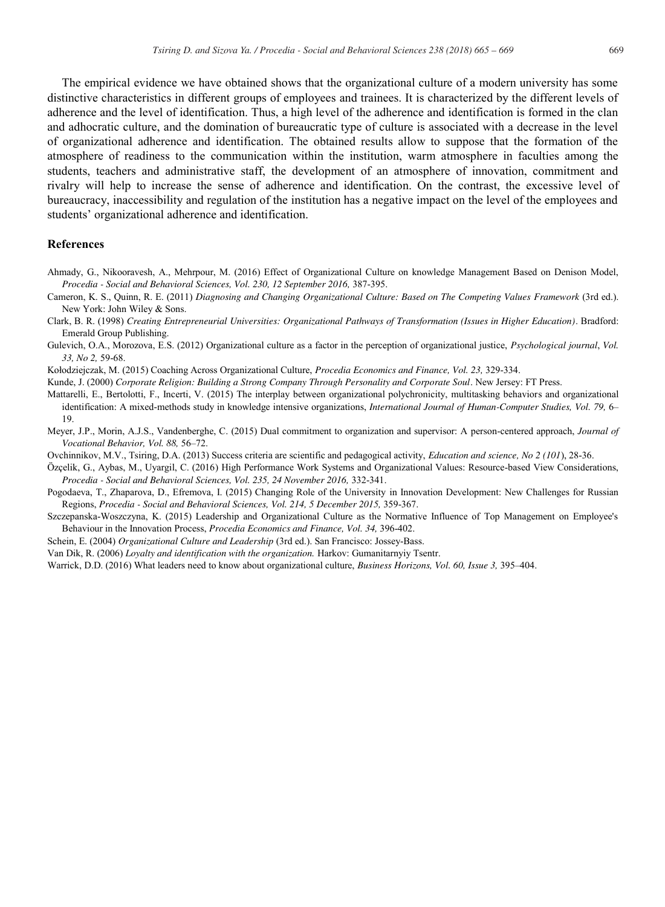The empirical evidence we have obtained shows that the organizational culture of a modern university has some distinctive characteristics in different groups of employees and trainees. It is characterized by the different levels of adherence and the level of identification. Thus, a high level of the adherence and identification is formed in the clan and adhocratic culture, and the domination of bureaucratic type of culture is associated with a decrease in the level of organizational adherence and identification. The obtained results allow to suppose that the formation of the atmosphere of readiness to the communication within the institution, warm atmosphere in faculties among the students, teachers and administrative staff, the development of an atmosphere of innovation, commitment and rivalry will help to increase the sense of adherence and identification. On the contrast, the excessive level of bureaucracy, inaccessibility and regulation of the institution has a negative impact on the level of the employees and students' organizational adherence and identification.

## References

Ahmady, G., Nikooravesh, A., Mehrpour, M. (2016) Effect of Organizational Culture on knowledge Management Based on Denison Model, *Procedia - Social and Behavioral Sciences, Vol. 230, 12 September 2016,* 387-395.

Cameron, K. S., Quinn, R. E. (2011) *Diagnosing and Changing Organizational Culture: Based on The Competing Values Framework* (3rd ed.). New York: John Wiley & Sons.

Clark, B. R. (1998) *Creating Entrepreneurial Universities: Organizational Pathways of Transformation (Issues in Higher Education)*. Bradford: Emerald Group Publishing.

Gulevich, O.A., Morozova, E.S. (2012) Organizational culture as a factor in the perception of organizational justice, *Psychological journal*, *Vol. 33, No 2,* 59-68.

Kołodziejczak, M. (2015) Coaching Across Organizational Culture, *Procedia Economics and Finance, Vol. 23,* 329-334.

Kunde, J. (2000) *Corporate Religion: Building a Strong Company Through Personality and Corporate Soul*. New Jersey: FT Press.

Mattarelli, E., Bertolotti, F., Incerti, V. (2015) The interplay between organizational polychronicity, multitasking behaviors and organizational identification: A mixed-methods study in knowledge intensive organizations, *International Journal of Human-Computer Studies, Vol. 79,* 6–19.

Meyer, J.P., Morin, A.J.S., Vandenberghe, C. (2015) Dual commitment to organization and supervisor: A person-centered approach, *Journal of Vocational Behavior, Vol. 88,* 56–72.

Ovchinnikov, M.V., Tsiring, D.A. (2013) Success criteria are scientific and pedagogical activity, *Education and science, No 2 (101*), 28-36.

Özçelik, G., Aybas, M., Uyargil, C. (2016) High Performance Work Systems and Organizational Values: Resource-based View Considerations, *Procedia - Social and Behavioral Sciences, Vol. 235, 24 November 2016,* 332-341.

Pogodaeva, T., Zhaparova, D., Efremova, I. (2015) Changing Role of the University in Innovation Development: New Challenges for Russian Regions, *Procedia - Social and Behavioral Sciences, Vol. 214, 5 December 2015,* 359-367.

Szczepanska-Woszczyna, K. (2015) Leadership and Organizational Culture as the Normative Influence of Top Management on Employee's Behaviour in the Innovation Process, *Procedia Economics and Finance, Vol. 34,* 396-402.

Schein, E. (2004) *Organizational Culture and Leadership* (3rd ed.). San Francisco: Jossey-Bass.

Van Dik, R. (2006) *Loyalty and identification with the organization.* Harkov: Gumanitarnyiy Tsentr.

Warrick, D.D. (2016) What leaders need to know about organizational culture, *Business Horizons, Vol. 60, Issue 3,* 395–404.